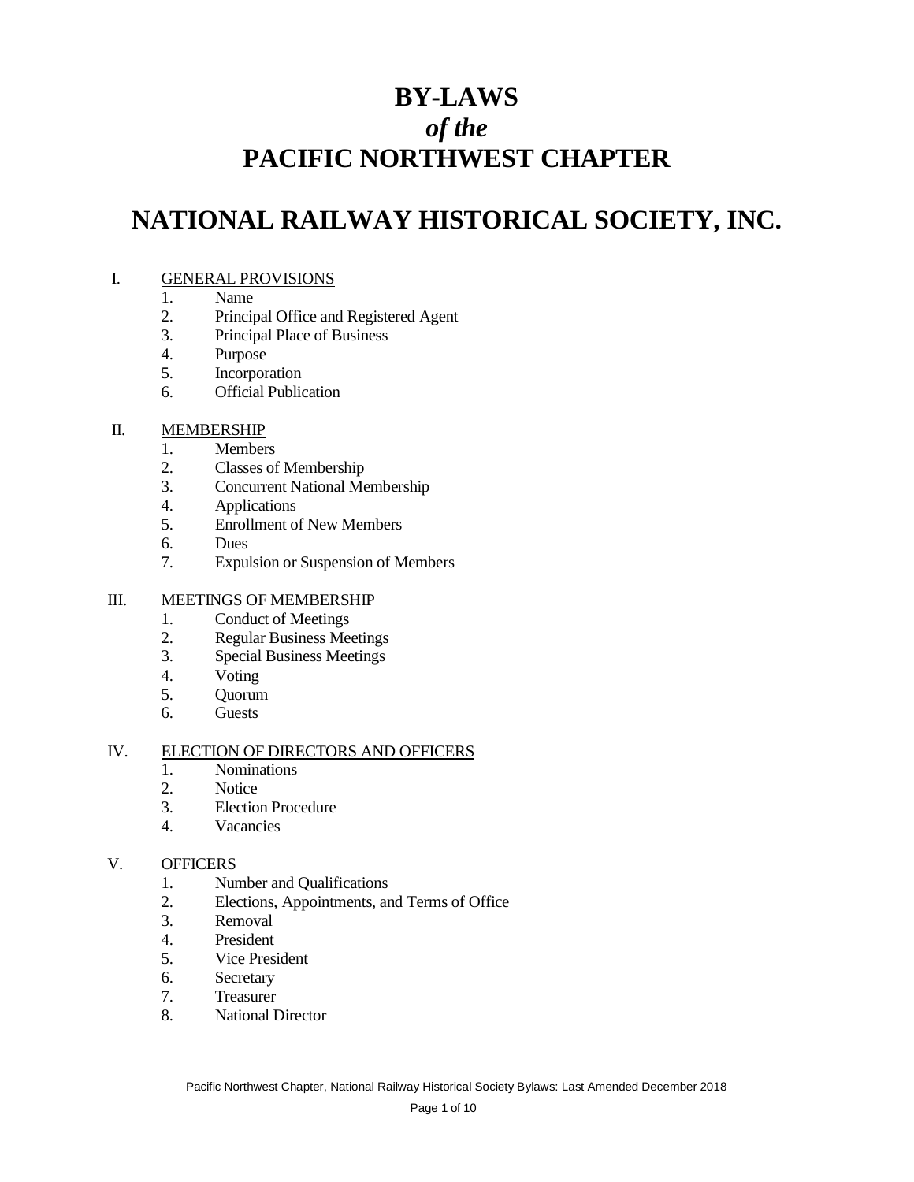# BY-LAWS
## *of the*
# PACIFIC NORTHWEST CHAPTER

# NATIONAL RAILWAY HISTORICAL SOCIETY, INC.

I. GENERAL PROVISIONS
   1. Name
   2. Principal Office and Registered Agent
   3. Principal Place of Business
   4. Purpose
   5. Incorporation
   6. Official Publication

II. MEMBERSHIP
   1. Members
   2. Classes of Membership
   3. Concurrent National Membership
   4. Applications
   5. Enrollment of New Members
   6. Dues
   7. Expulsion or Suspension of Members

III. MEETINGS OF MEMBERSHIP
   1. Conduct of Meetings
   2. Regular Business Meetings
   3. Special Business Meetings
   4. Voting
   5. Quorum
   6. Guests

IV. ELECTION OF DIRECTORS AND OFFICERS
   1. Nominations
   2. Notice
   3. Election Procedure
   4. Vacancies

V. OFFICERS
   1. Number and Qualifications
   2. Elections, Appointments, and Terms of Office
   3. Removal
   4. President
   5. Vice President
   6. Secretary
   7. Treasurer
   8. National Director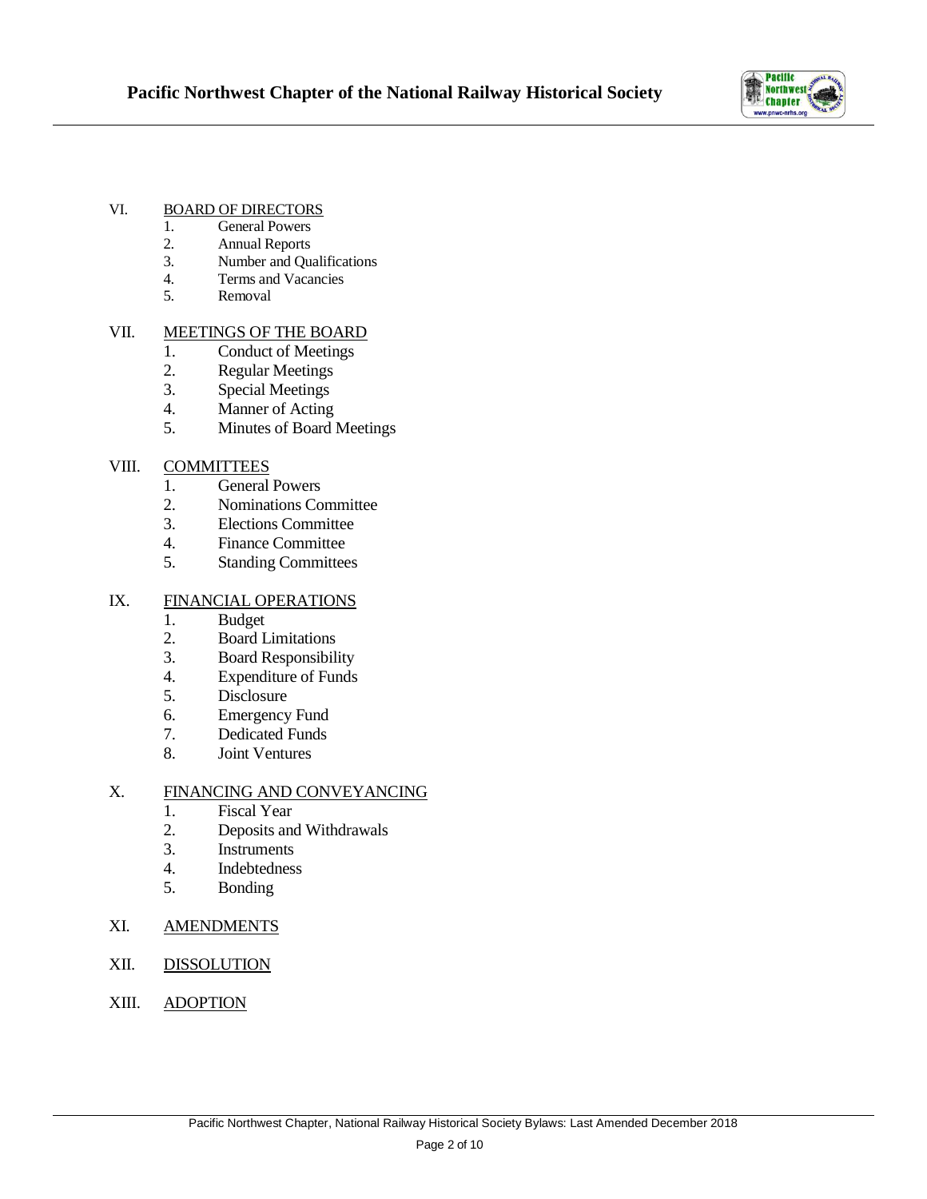VI. <u>BOARD OF DIRECTORS</u>
   1. General Powers
   2. Annual Reports
   3. Number and Qualifications
   4. Terms and Vacancies
   5. Removal

VII. <u>MEETINGS OF THE BOARD</u>
   1. Conduct of Meetings
   2. Regular Meetings
   3. Special Meetings
   4. Manner of Acting
   5. Minutes of Board Meetings

VIII. <u>COMMITTEES</u>
   1. General Powers
   2. Nominations Committee
   3. Elections Committee
   4. Finance Committee
   5. Standing Committees

IX. <u>FINANCIAL OPERATIONS</u>
   1. Budget
   2. Board Limitations
   3. Board Responsibility
   4. Expenditure of Funds
   5. Disclosure
   6. Emergency Fund
   7. Dedicated Funds
   8. Joint Ventures

X. <u>FINANCING AND CONVEYANCING</u>
   1. Fiscal Year
   2. Deposits and Withdrawals
   3. Instruments
   4. Indebtedness
   5. Bonding

XI. <u>AMENDMENTS</u>

XII. <u>DISSOLUTION</u>

XIII. <u>ADOPTION</u>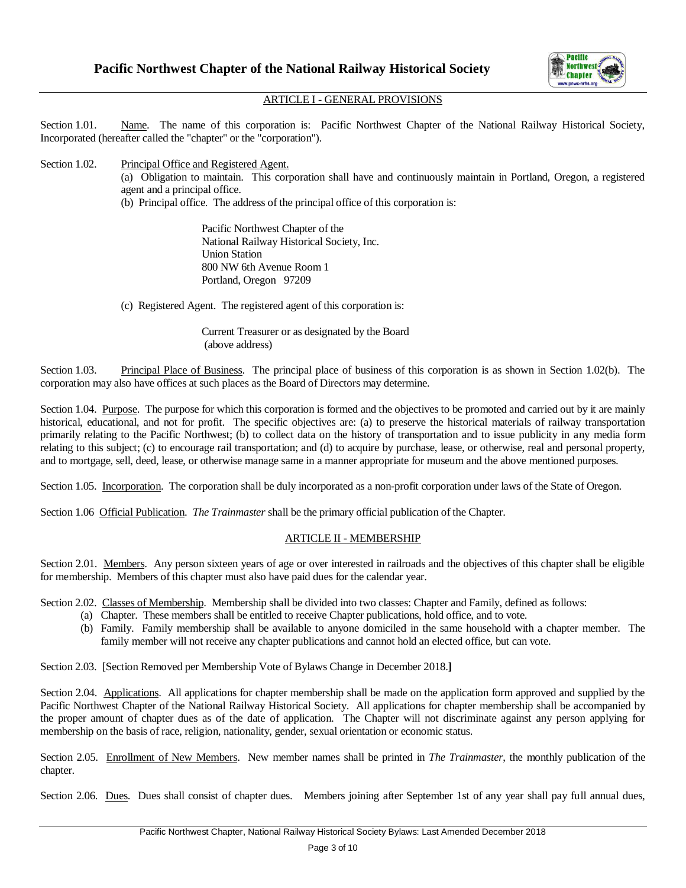## ARTICLE I - GENERAL PROVISIONS

Section 1.01. Name. The name of this corporation is: Pacific Northwest Chapter of the National Railway Historical Society, Incorporated (hereafter called the "chapter" or the "corporation").

Section 1.02. Principal Office and Registered Agent.

(a) Obligation to maintain. This corporation shall have and continuously maintain in Portland, Oregon, a registered agent and a principal office.

(b) Principal office. The address of the principal office of this corporation is:

Pacific Northwest Chapter of the
National Railway Historical Society, Inc.
Union Station
800 NW 6th Avenue Room 1
Portland, Oregon 97209

(c) Registered Agent. The registered agent of this corporation is:

Current Treasurer or as designated by the Board
(above address)

Section 1.03. Principal Place of Business. The principal place of business of this corporation is as shown in Section 1.02(b). The corporation may also have offices at such places as the Board of Directors may determine.

Section 1.04. Purpose. The purpose for which this corporation is formed and the objectives to be promoted and carried out by it are mainly historical, educational, and not for profit. The specific objectives are: (a) to preserve the historical materials of railway transportation primarily relating to the Pacific Northwest; (b) to collect data on the history of transportation and to issue publicity in any media form relating to this subject; (c) to encourage rail transportation; and (d) to acquire by purchase, lease, or otherwise, real and personal property, and to mortgage, sell, deed, lease, or otherwise manage same in a manner appropriate for museum and the above mentioned purposes.

Section 1.05. Incorporation. The corporation shall be duly incorporated as a non-profit corporation under laws of the State of Oregon.

Section 1.06 Official Publication. *The Trainmaster* shall be the primary official publication of the Chapter.

## ARTICLE II - MEMBERSHIP

Section 2.01. Members. Any person sixteen years of age or over interested in railroads and the objectives of this chapter shall be eligible for membership. Members of this chapter must also have paid dues for the calendar year.

Section 2.02. Classes of Membership. Membership shall be divided into two classes: Chapter and Family, defined as follows:

(a) Chapter. These members shall be entitled to receive Chapter publications, hold office, and to vote.

(b) Family. Family membership shall be available to anyone domiciled in the same household with a chapter member. The family member will not receive any chapter publications and cannot hold an elected office, but can vote.

Section 2.03. [Section Removed per Membership Vote of Bylaws Change in December 2018.]

Section 2.04. Applications. All applications for chapter membership shall be made on the application form approved and supplied by the Pacific Northwest Chapter of the National Railway Historical Society. All applications for chapter membership shall be accompanied by the proper amount of chapter dues as of the date of application. The Chapter will not discriminate against any person applying for membership on the basis of race, religion, nationality, gender, sexual orientation or economic status.

Section 2.05. Enrollment of New Members. New member names shall be printed in *The Trainmaster*, the monthly publication of the chapter.

Section 2.06. Dues. Dues shall consist of chapter dues. Members joining after September 1st of any year shall pay full annual dues,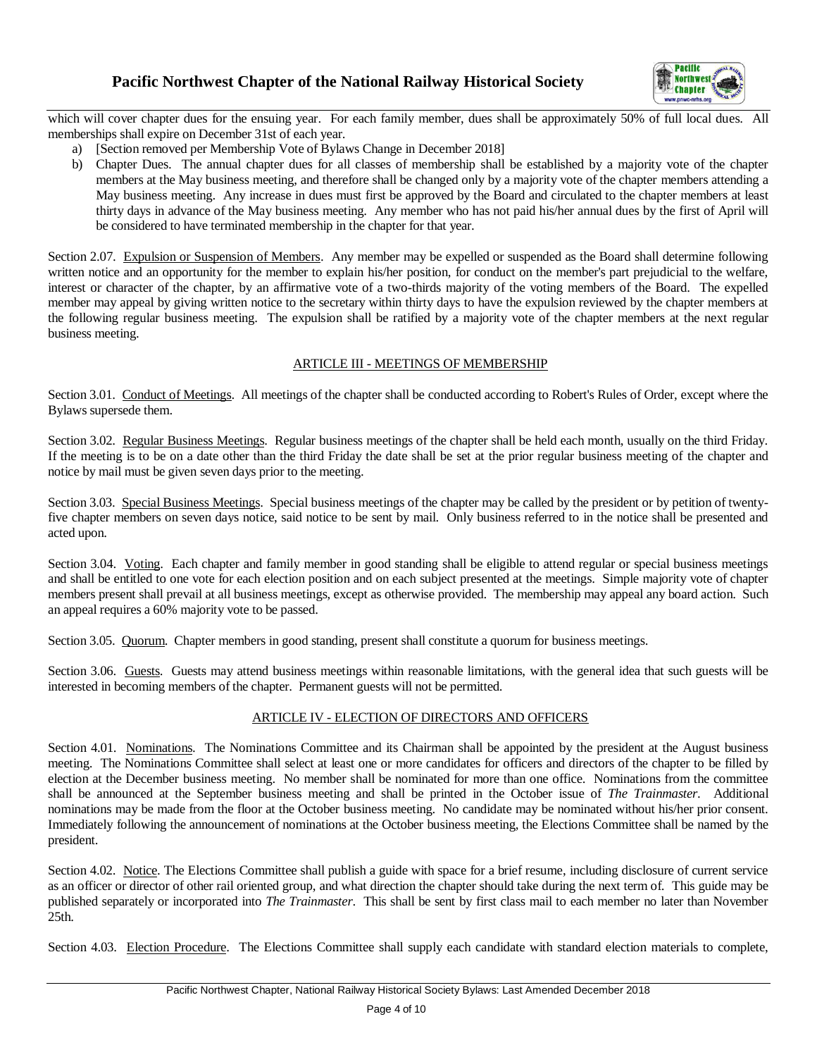which will cover chapter dues for the ensuing year. For each family member, dues shall be approximately 50% of full local dues. All memberships shall expire on December 31st of each year.

a) [Section removed per Membership Vote of Bylaws Change in December 2018]
b) Chapter Dues. The annual chapter dues for all classes of membership shall be established by a majority vote of the chapter members at the May business meeting, and therefore shall be changed only by a majority vote of the chapter members attending a May business meeting. Any increase in dues must first be approved by the Board and circulated to the chapter members at least thirty days in advance of the May business meeting. Any member who has not paid his/her annual dues by the first of April will be considered to have terminated membership in the chapter for that year.

Section 2.07. Expulsion or Suspension of Members. Any member may be expelled or suspended as the Board shall determine following written notice and an opportunity for the member to explain his/her position, for conduct on the member's part prejudicial to the welfare, interest or character of the chapter, by an affirmative vote of a two-thirds majority of the voting members of the Board. The expelled member may appeal by giving written notice to the secretary within thirty days to have the expulsion reviewed by the chapter members at the following regular business meeting. The expulsion shall be ratified by a majority vote of the chapter members at the next regular business meeting.

## ARTICLE III - MEETINGS OF MEMBERSHIP

Section 3.01. Conduct of Meetings. All meetings of the chapter shall be conducted according to Robert's Rules of Order, except where the Bylaws supersede them.

Section 3.02. Regular Business Meetings. Regular business meetings of the chapter shall be held each month, usually on the third Friday. If the meeting is to be on a date other than the third Friday the date shall be set at the prior regular business meeting of the chapter and notice by mail must be given seven days prior to the meeting.

Section 3.03. Special Business Meetings. Special business meetings of the chapter may be called by the president or by petition of twenty-five chapter members on seven days notice, said notice to be sent by mail. Only business referred to in the notice shall be presented and acted upon.

Section 3.04. Voting. Each chapter and family member in good standing shall be eligible to attend regular or special business meetings and shall be entitled to one vote for each election position and on each subject presented at the meetings. Simple majority vote of chapter members present shall prevail at all business meetings, except as otherwise provided. The membership may appeal any board action. Such an appeal requires a 60% majority vote to be passed.

Section 3.05. Quorum. Chapter members in good standing, present shall constitute a quorum for business meetings.

Section 3.06. Guests. Guests may attend business meetings within reasonable limitations, with the general idea that such guests will be interested in becoming members of the chapter. Permanent guests will not be permitted.

## ARTICLE IV - ELECTION OF DIRECTORS AND OFFICERS

Section 4.01. Nominations. The Nominations Committee and its Chairman shall be appointed by the president at the August business meeting. The Nominations Committee shall select at least one or more candidates for officers and directors of the chapter to be filled by election at the December business meeting. No member shall be nominated for more than one office. Nominations from the committee shall be announced at the September business meeting and shall be printed in the October issue of *The Trainmaster*. Additional nominations may be made from the floor at the October business meeting. No candidate may be nominated without his/her prior consent. Immediately following the announcement of nominations at the October business meeting, the Elections Committee shall be named by the president.

Section 4.02. Notice. The Elections Committee shall publish a guide with space for a brief resume, including disclosure of current service as an officer or director of other rail oriented group, and what direction the chapter should take during the next term of. This guide may be published separately or incorporated into *The Trainmaster*. This shall be sent by first class mail to each member no later than November 25th.

Section 4.03. Election Procedure. The Elections Committee shall supply each candidate with standard election materials to complete,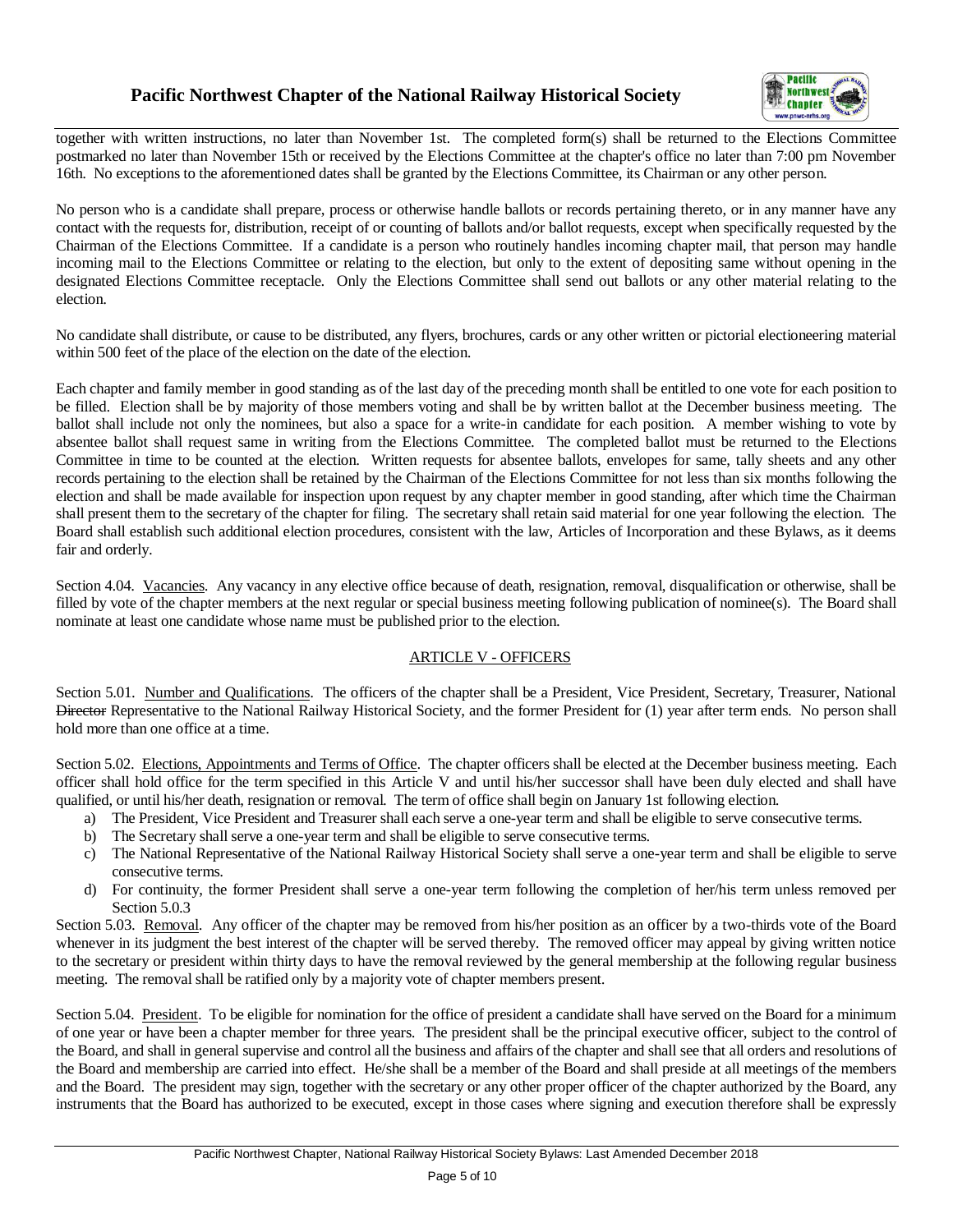together with written instructions, no later than November 1st. The completed form(s) shall be returned to the Elections Committee postmarked no later than November 15th or received by the Elections Committee at the chapter's office no later than 7:00 pm November 16th. No exceptions to the aforementioned dates shall be granted by the Elections Committee, its Chairman or any other person.

No person who is a candidate shall prepare, process or otherwise handle ballots or records pertaining thereto, or in any manner have any contact with the requests for, distribution, receipt of or counting of ballots and/or ballot requests, except when specifically requested by the Chairman of the Elections Committee. If a candidate is a person who routinely handles incoming chapter mail, that person may handle incoming mail to the Elections Committee or relating to the election, but only to the extent of depositing same without opening in the designated Elections Committee receptacle. Only the Elections Committee shall send out ballots or any other material relating to the election.

No candidate shall distribute, or cause to be distributed, any flyers, brochures, cards or any other written or pictorial electioneering material within 500 feet of the place of the election on the date of the election.

Each chapter and family member in good standing as of the last day of the preceding month shall be entitled to one vote for each position to be filled. Election shall be by majority of those members voting and shall be by written ballot at the December business meeting. The ballot shall include not only the nominees, but also a space for a write-in candidate for each position. A member wishing to vote by absentee ballot shall request same in writing from the Elections Committee. The completed ballot must be returned to the Elections Committee in time to be counted at the election. Written requests for absentee ballots, envelopes for same, tally sheets and any other records pertaining to the election shall be retained by the Chairman of the Elections Committee for not less than six months following the election and shall be made available for inspection upon request by any chapter member in good standing, after which time the Chairman shall present them to the secretary of the chapter for filing. The secretary shall retain said material for one year following the election. The Board shall establish such additional election procedures, consistent with the law, Articles of Incorporation and these Bylaws, as it deems fair and orderly.

Section 4.04. Vacancies. Any vacancy in any elective office because of death, resignation, removal, disqualification or otherwise, shall be filled by vote of the chapter members at the next regular or special business meeting following publication of nominee(s). The Board shall nominate at least one candidate whose name must be published prior to the election.

## ARTICLE V - OFFICERS

Section 5.01. Number and Qualifications. The officers of the chapter shall be a President, Vice President, Secretary, Treasurer, National ~~Director~~ Representative to the National Railway Historical Society, and the former President for (1) year after term ends. No person shall hold more than one office at a time.

Section 5.02. Elections, Appointments and Terms of Office. The chapter officers shall be elected at the December business meeting. Each officer shall hold office for the term specified in this Article V and until his/her successor shall have been duly elected and shall have qualified, or until his/her death, resignation or removal. The term of office shall begin on January 1st following election.

a) The President, Vice President and Treasurer shall each serve a one-year term and shall be eligible to serve consecutive terms.
b) The Secretary shall serve a one-year term and shall be eligible to serve consecutive terms.
c) The National Representative of the National Railway Historical Society shall serve a one-year term and shall be eligible to serve consecutive terms.
d) For continuity, the former President shall serve a one-year term following the completion of her/his term unless removed per Section 5.0.3

Section 5.03. Removal. Any officer of the chapter may be removed from his/her position as an officer by a two-thirds vote of the Board whenever in its judgment the best interest of the chapter will be served thereby. The removed officer may appeal by giving written notice to the secretary or president within thirty days to have the removal reviewed by the general membership at the following regular business meeting. The removal shall be ratified only by a majority vote of chapter members present.

Section 5.04. President. To be eligible for nomination for the office of president a candidate shall have served on the Board for a minimum of one year or have been a chapter member for three years. The president shall be the principal executive officer, subject to the control of the Board, and shall in general supervise and control all the business and affairs of the chapter and shall see that all orders and resolutions of the Board and membership are carried into effect. He/she shall be a member of the Board and shall preside at all meetings of the members and the Board. The president may sign, together with the secretary or any other proper officer of the chapter authorized by the Board, any instruments that the Board has authorized to be executed, except in those cases where signing and execution therefore shall be expressly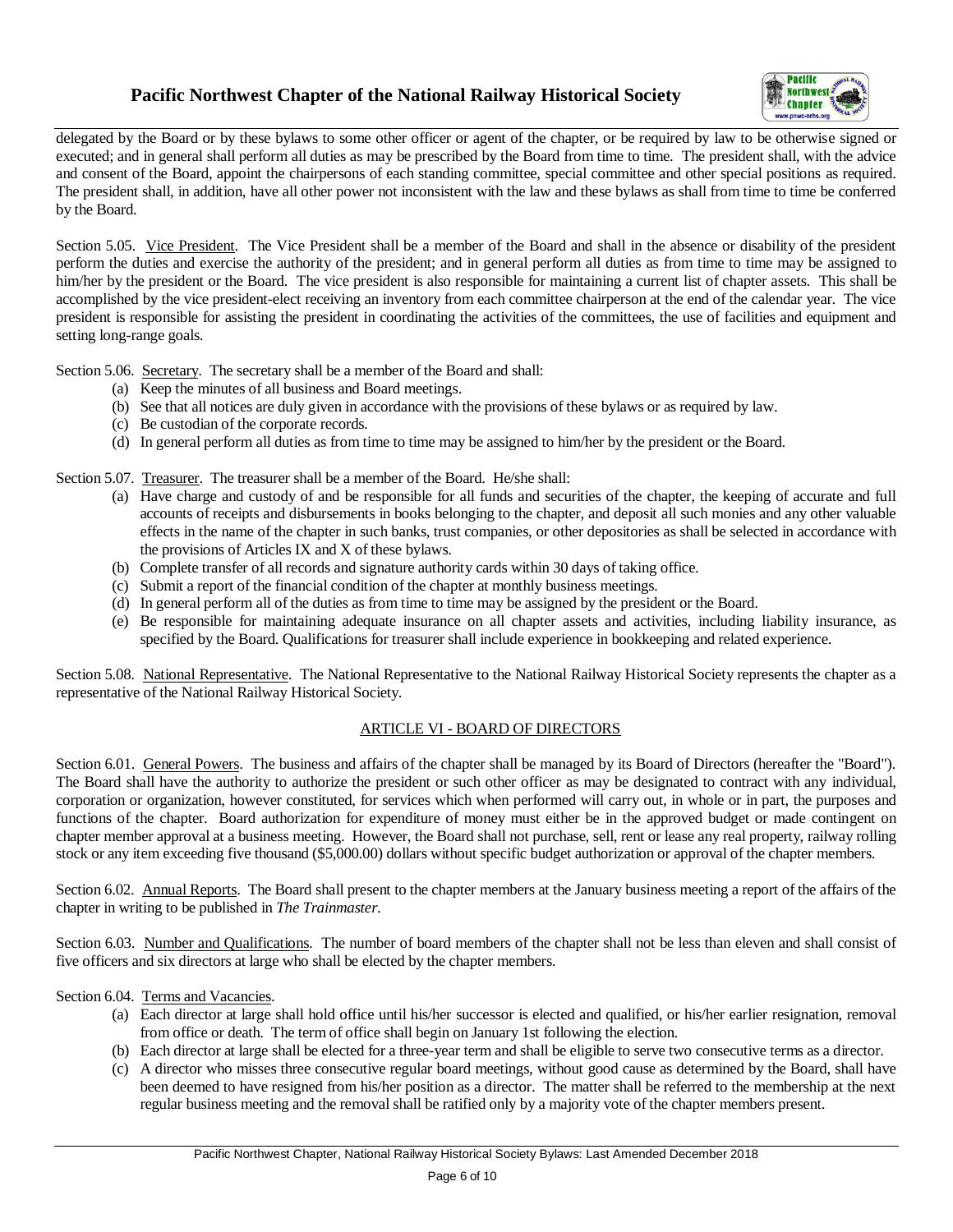delegated by the Board or by these bylaws to some other officer or agent of the chapter, or be required by law to be otherwise signed or executed; and in general shall perform all duties as may be prescribed by the Board from time to time. The president shall, with the advice and consent of the Board, appoint the chairpersons of each standing committee, special committee and other special positions as required. The president shall, in addition, have all other power not inconsistent with the law and these bylaws as shall from time to time be conferred by the Board.

Section 5.05. Vice President. The Vice President shall be a member of the Board and shall in the absence or disability of the president perform the duties and exercise the authority of the president; and in general perform all duties as from time to time may be assigned to him/her by the president or the Board. The vice president is also responsible for maintaining a current list of chapter assets. This shall be accomplished by the vice president-elect receiving an inventory from each committee chairperson at the end of the calendar year. The vice president is responsible for assisting the president in coordinating the activities of the committees, the use of facilities and equipment and setting long-range goals.

Section 5.06. Secretary. The secretary shall be a member of the Board and shall:

(a) Keep the minutes of all business and Board meetings.
(b) See that all notices are duly given in accordance with the provisions of these bylaws or as required by law.
(c) Be custodian of the corporate records.
(d) In general perform all duties as from time to time may be assigned to him/her by the president or the Board.

Section 5.07. Treasurer. The treasurer shall be a member of the Board. He/she shall:

(a) Have charge and custody of and be responsible for all funds and securities of the chapter, the keeping of accurate and full accounts of receipts and disbursements in books belonging to the chapter, and deposit all such monies and any other valuable effects in the name of the chapter in such banks, trust companies, or other depositories as shall be selected in accordance with the provisions of Articles IX and X of these bylaws.
(b) Complete transfer of all records and signature authority cards within 30 days of taking office.
(c) Submit a report of the financial condition of the chapter at monthly business meetings.
(d) In general perform all of the duties as from time to time may be assigned by the president or the Board.
(e) Be responsible for maintaining adequate insurance on all chapter assets and activities, including liability insurance, as specified by the Board. Qualifications for treasurer shall include experience in bookkeeping and related experience.

Section 5.08. National Representative. The National Representative to the National Railway Historical Society represents the chapter as a representative of the National Railway Historical Society.

## ARTICLE VI - BOARD OF DIRECTORS

Section 6.01. General Powers. The business and affairs of the chapter shall be managed by its Board of Directors (hereafter the "Board"). The Board shall have the authority to authorize the president or such other officer as may be designated to contract with any individual, corporation or organization, however constituted, for services which when performed will carry out, in whole or in part, the purposes and functions of the chapter. Board authorization for expenditure of money must either be in the approved budget or made contingent on chapter member approval at a business meeting. However, the Board shall not purchase, sell, rent or lease any real property, railway rolling stock or any item exceeding five thousand ($5,000.00) dollars without specific budget authorization or approval of the chapter members.

Section 6.02. Annual Reports. The Board shall present to the chapter members at the January business meeting a report of the affairs of the chapter in writing to be published in *The Trainmaster*.

Section 6.03. Number and Qualifications. The number of board members of the chapter shall not be less than eleven and shall consist of five officers and six directors at large who shall be elected by the chapter members.

Section 6.04. Terms and Vacancies.

(a) Each director at large shall hold office until his/her successor is elected and qualified, or his/her earlier resignation, removal from office or death. The term of office shall begin on January 1st following the election.
(b) Each director at large shall be elected for a three-year term and shall be eligible to serve two consecutive terms as a director.
(c) A director who misses three consecutive regular board meetings, without good cause as determined by the Board, shall have been deemed to have resigned from his/her position as a director. The matter shall be referred to the membership at the next regular business meeting and the removal shall be ratified only by a majority vote of the chapter members present.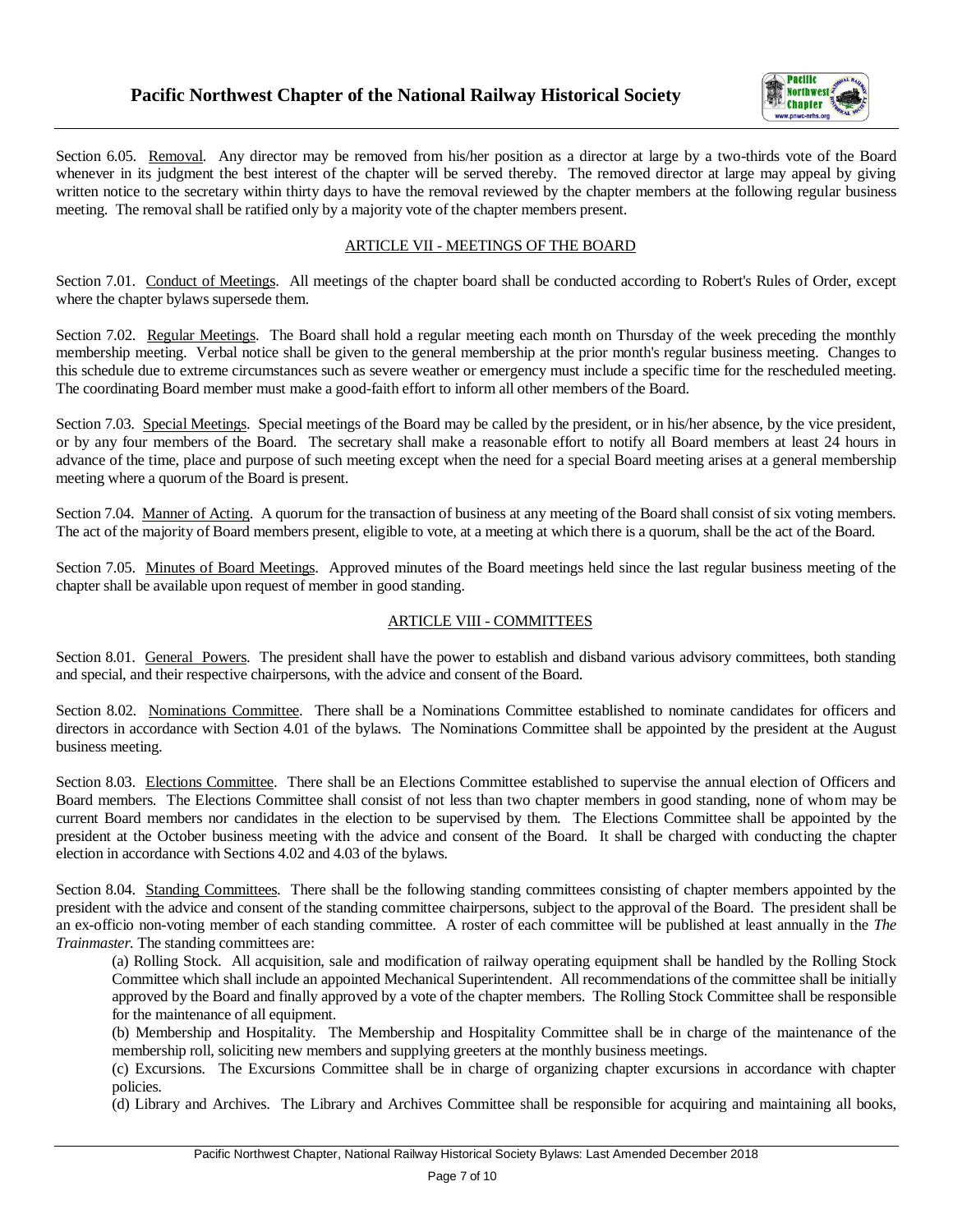Section 6.05. Removal. Any director may be removed from his/her position as a director at large by a two-thirds vote of the Board whenever in its judgment the best interest of the chapter will be served thereby. The removed director at large may appeal by giving written notice to the secretary within thirty days to have the removal reviewed by the chapter members at the following regular business meeting. The removal shall be ratified only by a majority vote of the chapter members present.

## ARTICLE VII - MEETINGS OF THE BOARD

Section 7.01. Conduct of Meetings. All meetings of the chapter board shall be conducted according to Robert's Rules of Order, except where the chapter bylaws supersede them.

Section 7.02. Regular Meetings. The Board shall hold a regular meeting each month on Thursday of the week preceding the monthly membership meeting. Verbal notice shall be given to the general membership at the prior month's regular business meeting. Changes to this schedule due to extreme circumstances such as severe weather or emergency must include a specific time for the rescheduled meeting. The coordinating Board member must make a good-faith effort to inform all other members of the Board.

Section 7.03. Special Meetings. Special meetings of the Board may be called by the president, or in his/her absence, by the vice president, or by any four members of the Board. The secretary shall make a reasonable effort to notify all Board members at least 24 hours in advance of the time, place and purpose of such meeting except when the need for a special Board meeting arises at a general membership meeting where a quorum of the Board is present.

Section 7.04. Manner of Acting. A quorum for the transaction of business at any meeting of the Board shall consist of six voting members. The act of the majority of Board members present, eligible to vote, at a meeting at which there is a quorum, shall be the act of the Board.

Section 7.05. Minutes of Board Meetings. Approved minutes of the Board meetings held since the last regular business meeting of the chapter shall be available upon request of member in good standing.

## ARTICLE VIII - COMMITTEES

Section 8.01. General Powers. The president shall have the power to establish and disband various advisory committees, both standing and special, and their respective chairpersons, with the advice and consent of the Board.

Section 8.02. Nominations Committee. There shall be a Nominations Committee established to nominate candidates for officers and directors in accordance with Section 4.01 of the bylaws. The Nominations Committee shall be appointed by the president at the August business meeting.

Section 8.03. Elections Committee. There shall be an Elections Committee established to supervise the annual election of Officers and Board members. The Elections Committee shall consist of not less than two chapter members in good standing, none of whom may be current Board members nor candidates in the election to be supervised by them. The Elections Committee shall be appointed by the president at the October business meeting with the advice and consent of the Board. It shall be charged with conducting the chapter election in accordance with Sections 4.02 and 4.03 of the bylaws.

Section 8.04. Standing Committees. There shall be the following standing committees consisting of chapter members appointed by the president with the advice and consent of the standing committee chairpersons, subject to the approval of the Board. The president shall be an ex-officio non-voting member of each standing committee. A roster of each committee will be published at least annually in the *The Trainmaster.* The standing committees are:

(a) Rolling Stock. All acquisition, sale and modification of railway operating equipment shall be handled by the Rolling Stock Committee which shall include an appointed Mechanical Superintendent. All recommendations of the committee shall be initially approved by the Board and finally approved by a vote of the chapter members. The Rolling Stock Committee shall be responsible for the maintenance of all equipment.

(b) Membership and Hospitality. The Membership and Hospitality Committee shall be in charge of the maintenance of the membership roll, soliciting new members and supplying greeters at the monthly business meetings.

(c) Excursions. The Excursions Committee shall be in charge of organizing chapter excursions in accordance with chapter policies.

(d) Library and Archives. The Library and Archives Committee shall be responsible for acquiring and maintaining all books,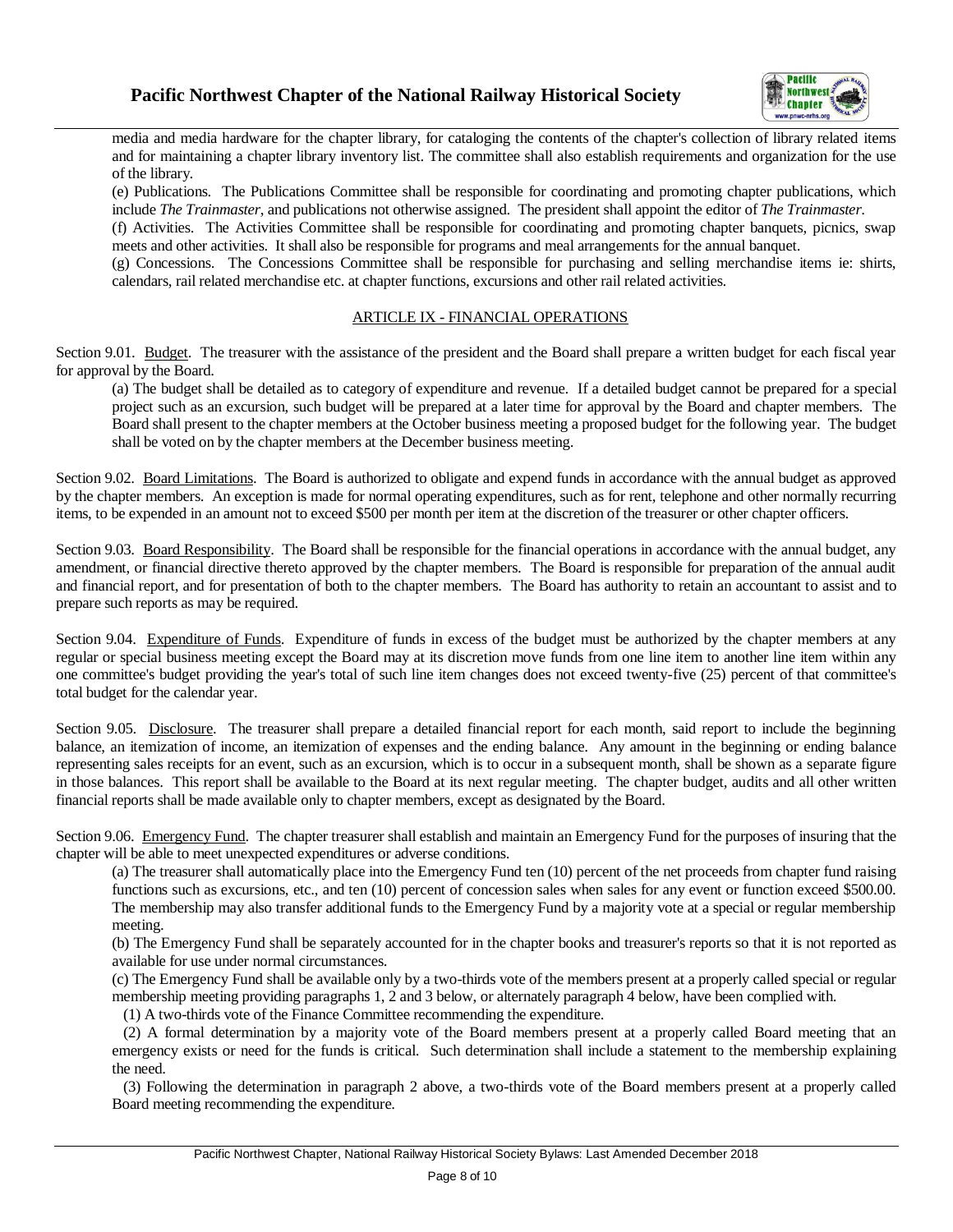media and media hardware for the chapter library, for cataloging the contents of the chapter's collection of library related items and for maintaining a chapter library inventory list. The committee shall also establish requirements and organization for the use of the library.

(e) Publications. The Publications Committee shall be responsible for coordinating and promoting chapter publications, which include *The Trainmaster*, and publications not otherwise assigned. The president shall appoint the editor of *The Trainmaster*.

(f) Activities. The Activities Committee shall be responsible for coordinating and promoting chapter banquets, picnics, swap meets and other activities. It shall also be responsible for programs and meal arrangements for the annual banquet.

(g) Concessions. The Concessions Committee shall be responsible for purchasing and selling merchandise items ie: shirts, calendars, rail related merchandise etc. at chapter functions, excursions and other rail related activities.

## ARTICLE IX - FINANCIAL OPERATIONS

Section 9.01. Budget. The treasurer with the assistance of the president and the Board shall prepare a written budget for each fiscal year for approval by the Board.

(a) The budget shall be detailed as to category of expenditure and revenue. If a detailed budget cannot be prepared for a special project such as an excursion, such budget will be prepared at a later time for approval by the Board and chapter members. The Board shall present to the chapter members at the October business meeting a proposed budget for the following year. The budget shall be voted on by the chapter members at the December business meeting.

Section 9.02. Board Limitations. The Board is authorized to obligate and expend funds in accordance with the annual budget as approved by the chapter members. An exception is made for normal operating expenditures, such as for rent, telephone and other normally recurring items, to be expended in an amount not to exceed $500 per month per item at the discretion of the treasurer or other chapter officers.

Section 9.03. Board Responsibility. The Board shall be responsible for the financial operations in accordance with the annual budget, any amendment, or financial directive thereto approved by the chapter members. The Board is responsible for preparation of the annual audit and financial report, and for presentation of both to the chapter members. The Board has authority to retain an accountant to assist and to prepare such reports as may be required.

Section 9.04. Expenditure of Funds. Expenditure of funds in excess of the budget must be authorized by the chapter members at any regular or special business meeting except the Board may at its discretion move funds from one line item to another line item within any one committee's budget providing the year's total of such line item changes does not exceed twenty-five (25) percent of that committee's total budget for the calendar year.

Section 9.05. Disclosure. The treasurer shall prepare a detailed financial report for each month, said report to include the beginning balance, an itemization of income, an itemization of expenses and the ending balance. Any amount in the beginning or ending balance representing sales receipts for an event, such as an excursion, which is to occur in a subsequent month, shall be shown as a separate figure in those balances. This report shall be available to the Board at its next regular meeting. The chapter budget, audits and all other written financial reports shall be made available only to chapter members, except as designated by the Board.

Section 9.06. Emergency Fund. The chapter treasurer shall establish and maintain an Emergency Fund for the purposes of insuring that the chapter will be able to meet unexpected expenditures or adverse conditions.

(a) The treasurer shall automatically place into the Emergency Fund ten (10) percent of the net proceeds from chapter fund raising functions such as excursions, etc., and ten (10) percent of concession sales when sales for any event or function exceed $500.00. The membership may also transfer additional funds to the Emergency Fund by a majority vote at a special or regular membership meeting.

(b) The Emergency Fund shall be separately accounted for in the chapter books and treasurer's reports so that it is not reported as available for use under normal circumstances.

(c) The Emergency Fund shall be available only by a two-thirds vote of the members present at a properly called special or regular membership meeting providing paragraphs 1, 2 and 3 below, or alternately paragraph 4 below, have been complied with.

(1) A two-thirds vote of the Finance Committee recommending the expenditure.

(2) A formal determination by a majority vote of the Board members present at a properly called Board meeting that an emergency exists or need for the funds is critical. Such determination shall include a statement to the membership explaining the need.

(3) Following the determination in paragraph 2 above, a two-thirds vote of the Board members present at a properly called Board meeting recommending the expenditure.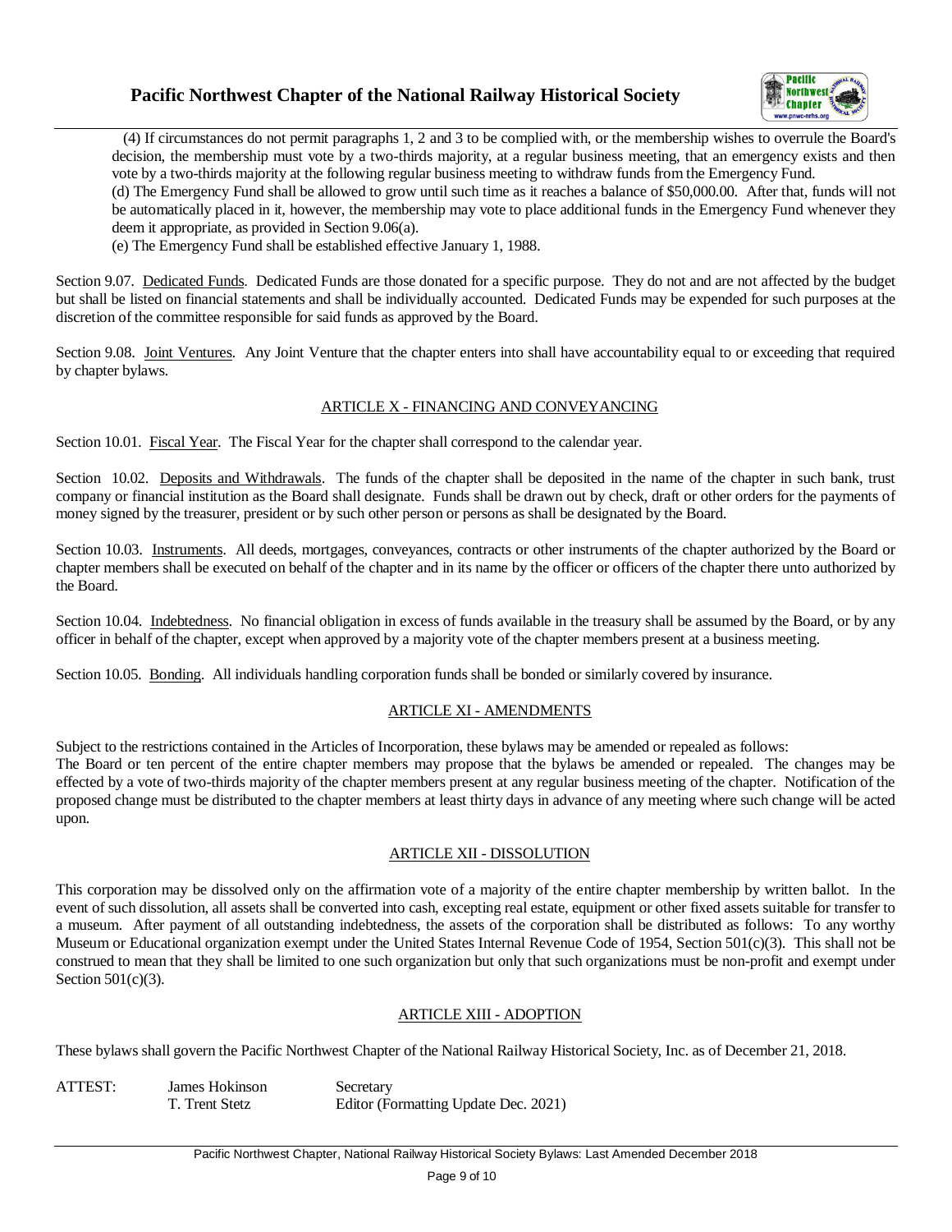(4) If circumstances do not permit paragraphs 1, 2 and 3 to be complied with, or the membership wishes to overrule the Board's decision, the membership must vote by a two-thirds majority, at a regular business meeting, that an emergency exists and then vote by a two-thirds majority at the following regular business meeting to withdraw funds from the Emergency Fund.

(d) The Emergency Fund shall be allowed to grow until such time as it reaches a balance of $50,000.00. After that, funds will not be automatically placed in it, however, the membership may vote to place additional funds in the Emergency Fund whenever they deem it appropriate, as provided in Section 9.06(a).

(e) The Emergency Fund shall be established effective January 1, 1988.

Section 9.07. Dedicated Funds. Dedicated Funds are those donated for a specific purpose. They do not and are not affected by the budget but shall be listed on financial statements and shall be individually accounted. Dedicated Funds may be expended for such purposes at the discretion of the committee responsible for said funds as approved by the Board.

Section 9.08. Joint Ventures. Any Joint Venture that the chapter enters into shall have accountability equal to or exceeding that required by chapter bylaws.

## ARTICLE X - FINANCING AND CONVEYANCING

Section 10.01. Fiscal Year. The Fiscal Year for the chapter shall correspond to the calendar year.

Section 10.02. Deposits and Withdrawals. The funds of the chapter shall be deposited in the name of the chapter in such bank, trust company or financial institution as the Board shall designate. Funds shall be drawn out by check, draft or other orders for the payments of money signed by the treasurer, president or by such other person or persons as shall be designated by the Board.

Section 10.03. Instruments. All deeds, mortgages, conveyances, contracts or other instruments of the chapter authorized by the Board or chapter members shall be executed on behalf of the chapter and in its name by the officer or officers of the chapter there unto authorized by the Board.

Section 10.04. Indebtedness. No financial obligation in excess of funds available in the treasury shall be assumed by the Board, or by any officer in behalf of the chapter, except when approved by a majority vote of the chapter members present at a business meeting.

Section 10.05. Bonding. All individuals handling corporation funds shall be bonded or similarly covered by insurance.

## ARTICLE XI - AMENDMENTS

Subject to the restrictions contained in the Articles of Incorporation, these bylaws may be amended or repealed as follows:
The Board or ten percent of the entire chapter members may propose that the bylaws be amended or repealed. The changes may be effected by a vote of two-thirds majority of the chapter members present at any regular business meeting of the chapter. Notification of the proposed change must be distributed to the chapter members at least thirty days in advance of any meeting where such change will be acted upon.

## ARTICLE XII - DISSOLUTION

This corporation may be dissolved only on the affirmation vote of a majority of the entire chapter membership by written ballot. In the event of such dissolution, all assets shall be converted into cash, excepting real estate, equipment or other fixed assets suitable for transfer to a museum. After payment of all outstanding indebtedness, the assets of the corporation shall be distributed as follows: To any worthy Museum or Educational organization exempt under the United States Internal Revenue Code of 1954, Section 501(c)(3). This shall not be construed to mean that they shall be limited to one such organization but only that such organizations must be non-profit and exempt under Section 501(c)(3).

## ARTICLE XIII - ADOPTION

These bylaws shall govern the Pacific Northwest Chapter of the National Railway Historical Society, Inc. as of December 21, 2018.

| ATTEST: | James Hokinson | Secretary |
| --- | --- | --- |
| | T. Trent Stetz | Editor (Formatting Update Dec. 2021) |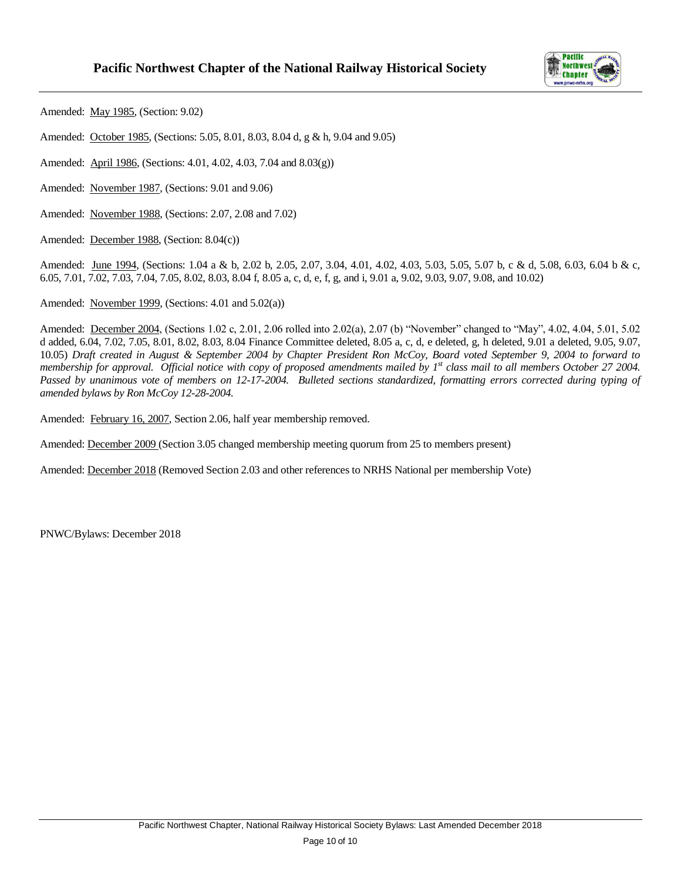Amended: May 1985, (Section: 9.02)

Amended: October 1985, (Sections: 5.05, 8.01, 8.03, 8.04 d, g & h, 9.04 and 9.05)

Amended: April 1986, (Sections: 4.01, 4.02, 4.03, 7.04 and 8.03(g))

Amended: November 1987, (Sections: 9.01 and 9.06)

Amended: November 1988, (Sections: 2.07, 2.08 and 7.02)

Amended: December 1988, (Section: 8.04(c))

Amended: June 1994, (Sections: 1.04 a & b, 2.02 b, 2.05, 2.07, 3.04, 4.01, 4.02, 4.03, 5.03, 5.05, 5.07 b, c & d, 5.08, 6.03, 6.04 b & c, 6.05, 7.01, 7.02, 7.03, 7.04, 7.05, 8.02, 8.03, 8.04 f, 8.05 a, c, d, e, f, g, and i, 9.01 a, 9.02, 9.03, 9.07, 9.08, and 10.02)

Amended: November 1999, (Sections: 4.01 and 5.02(a))

Amended: December 2004, (Sections 1.02 c, 2.01, 2.06 rolled into 2.02(a), 2.07 (b) "November" changed to "May", 4.02, 4.04, 5.01, 5.02 d added, 6.04, 7.02, 7.05, 8.01, 8.02, 8.03, 8.04 Finance Committee deleted, 8.05 a, c, d, e deleted, g, h deleted, 9.01 a deleted, 9.05, 9.07, 10.05) *Draft created in August & September 2004 by Chapter President Ron McCoy, Board voted September 9, 2004 to forward to membership for approval. Official notice with copy of proposed amendments mailed by 1st class mail to all members October 27 2004. Passed by unanimous vote of members on 12-17-2004. Bulleted sections standardized, formatting errors corrected during typing of amended bylaws by Ron McCoy 12-28-2004.*

Amended: February 16, 2007, Section 2.06, half year membership removed.

Amended: December 2009 (Section 3.05 changed membership meeting quorum from 25 to members present)

Amended: December 2018 (Removed Section 2.03 and other references to NRHS National per membership Vote)

PNWC/Bylaws: December 2018